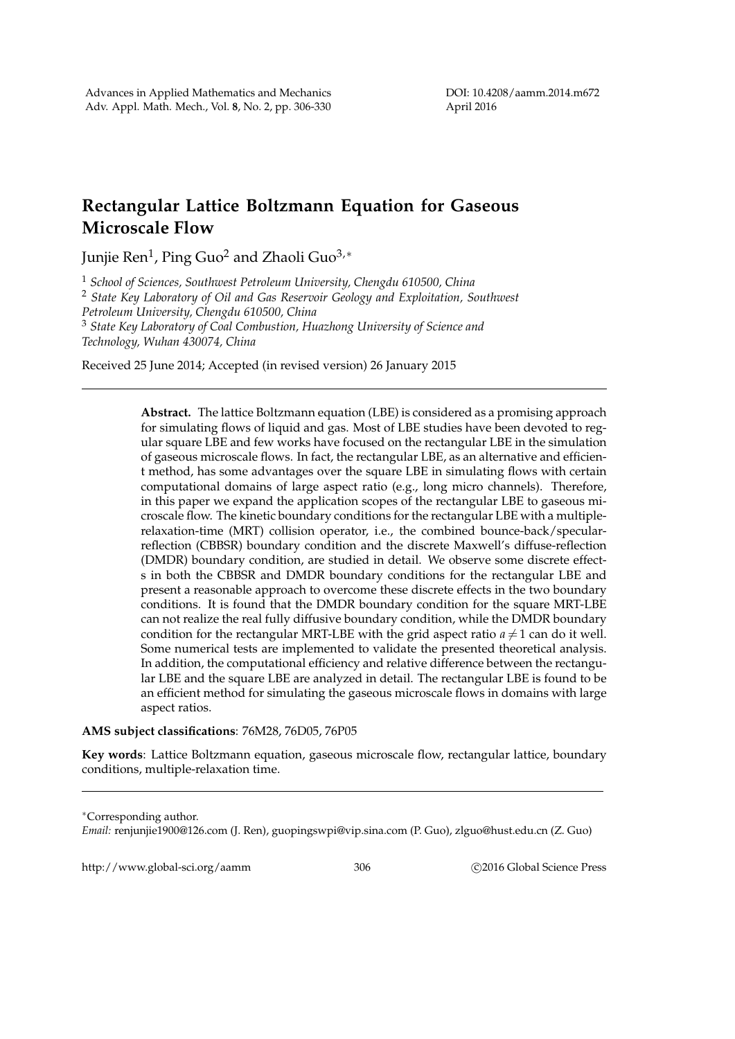# Rectangular Lattice Boltzmann Equation for Gaseous Microscale Flow

Junjie Ren[1], Ping Guo[2] and Zhaoli Guo[3,*]

[1] *School of Sciences, Southwest Petroleum University, Chengdu 610500, China*
[2] *State Key Laboratory of Oil and Gas Reservoir Geology and Exploitation, Southwest Petroleum University, Chengdu 610500, China*
[3] *State Key Laboratory of Coal Combustion, Huazhong University of Science and Technology, Wuhan 430074, China*

Received 25 June 2014; Accepted (in revised version) 26 January 2015

---

**Abstract.** The lattice Boltzmann equation (LBE) is considered as a promising approach for simulating flows of liquid and gas. Most of LBE studies have been devoted to regular square LBE and few works have focused on the rectangular LBE in the simulation of gaseous microscale flows. In fact, the rectangular LBE, as an alternative and efficient method, has some advantages over the square LBE in simulating flows with certain computational domains of large aspect ratio (e.g., long micro channels). Therefore, in this paper we expand the application scopes of the rectangular LBE to gaseous microscale flow. The kinetic boundary conditions for the rectangular LBE with a multiple-relaxation-time (MRT) collision operator, i.e., the combined bounce-back/specular-reflection (CBBSR) boundary condition and the discrete Maxwell's diffuse-reflection (DMDR) boundary condition, are studied in detail. We observe some discrete effects in both the CBBSR and DMDR boundary conditions for the rectangular LBE and present a reasonable approach to overcome these discrete effects in the two boundary conditions. It is found that the DMDR boundary condition for the square MRT-LBE can not realize the real fully diffusive boundary condition, while the DMDR boundary condition for the rectangular MRT-LBE with the grid aspect ratio $a \neq 1$ can do it well. Some numerical tests are implemented to validate the presented theoretical analysis. In addition, the computational efficiency and relative difference between the rectangular LBE and the square LBE are analyzed in detail. The rectangular LBE is found to be an efficient method for simulating the gaseous microscale flows in domains with large aspect ratios.

**AMS subject classifications**: 76M28, 76D05, 76P05

**Key words**: Lattice Boltzmann equation, gaseous microscale flow, rectangular lattice, boundary conditions, multiple-relaxation time.

---

*Corresponding author.
*Email:* renjunjie1900@126.com (J. Ren), guopingswpi@vip.sina.com (P. Guo), zlguo@hust.edu.cn (Z. Guo)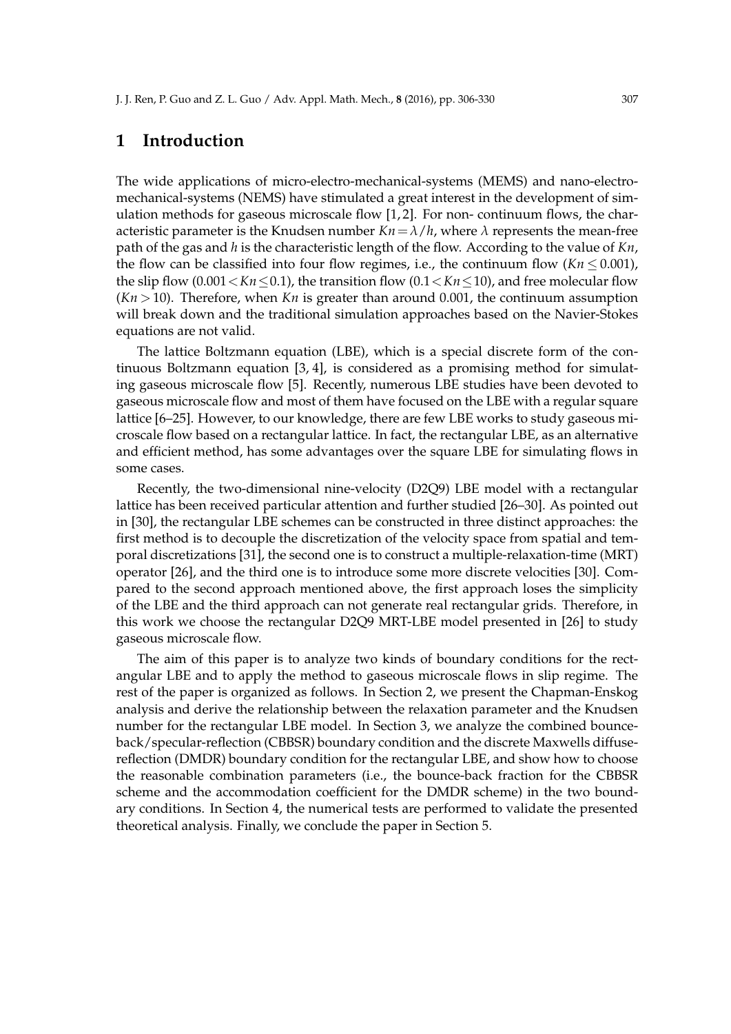# 1 Introduction

The wide applications of micro-electro-mechanical-systems (MEMS) and nano-electro-mechanical-systems (NEMS) have stimulated a great interest in the development of simulation methods for gaseous microscale flow [1,2]. For non- continuum flows, the characteristic parameter is the Knudsen number $Kn = \lambda/h$, where $\lambda$ represents the mean-free path of the gas and $h$ is the characteristic length of the flow. According to the value of $Kn$, the flow can be classified into four flow regimes, i.e., the continuum flow ($Kn \leq 0.001$), the slip flow ($0.001 < Kn \leq 0.1$), the transition flow ($0.1 < Kn \leq 10$), and free molecular flow ($Kn > 10$). Therefore, when $Kn$ is greater than around 0.001, the continuum assumption will break down and the traditional simulation approaches based on the Navier-Stokes equations are not valid.

The lattice Boltzmann equation (LBE), which is a special discrete form of the continuous Boltzmann equation [3,4], is considered as a promising method for simulating gaseous microscale flow [5]. Recently, numerous LBE studies have been devoted to gaseous microscale flow and most of them have focused on the LBE with a regular square lattice [6–25]. However, to our knowledge, there are few LBE works to study gaseous microscale flow based on a rectangular lattice. In fact, the rectangular LBE, as an alternative and efficient method, has some advantages over the square LBE for simulating flows in some cases.

Recently, the two-dimensional nine-velocity (D2Q9) LBE model with a rectangular lattice has been received particular attention and further studied [26–30]. As pointed out in [30], the rectangular LBE schemes can be constructed in three distinct approaches: the first method is to decouple the discretization of the velocity space from spatial and temporal discretizations [31], the second one is to construct a multiple-relaxation-time (MRT) operator [26], and the third one is to introduce some more discrete velocities [30]. Compared to the second approach mentioned above, the first approach loses the simplicity of the LBE and the third approach can not generate real rectangular grids. Therefore, in this work we choose the rectangular D2Q9 MRT-LBE model presented in [26] to study gaseous microscale flow.

The aim of this paper is to analyze two kinds of boundary conditions for the rectangular LBE and to apply the method to gaseous microscale flows in slip regime. The rest of the paper is organized as follows. In Section 2, we present the Chapman-Enskog analysis and derive the relationship between the relaxation parameter and the Knudsen number for the rectangular LBE model. In Section 3, we analyze the combined bounce-back/specular-reflection (CBBSR) boundary condition and the discrete Maxwells diffuse-reflection (DMDR) boundary condition for the rectangular LBE, and show how to choose the reasonable combination parameters (i.e., the bounce-back fraction for the CBBSR scheme and the accommodation coefficient for the DMDR scheme) in the two boundary conditions. In Section 4, the numerical tests are performed to validate the presented theoretical analysis. Finally, we conclude the paper in Section 5.